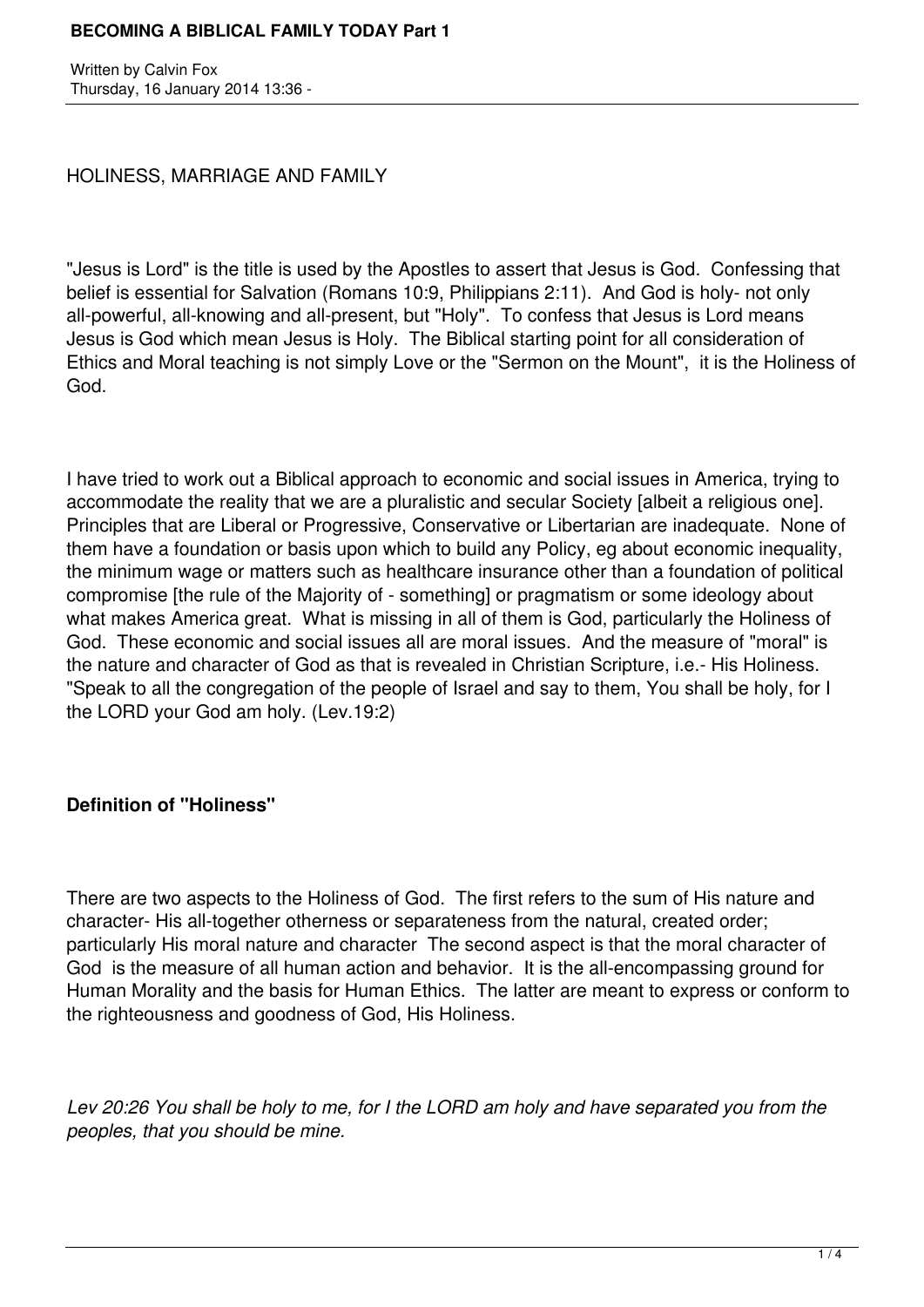HOLINESS, MARRIAGE AND FAMILY

"Jesus is Lord" is the title is used by the Apostles to assert that Jesus is God. Confessing that belief is essential for Salvation (Romans 10:9, Philippians 2:11). And God is holy- not only all-powerful, all-knowing and all-present, but "Holy". To confess that Jesus is Lord means Jesus is God which mean Jesus is Holy. The Biblical starting point for all consideration of Ethics and Moral teaching is not simply Love or the "Sermon on the Mount", it is the Holiness of God.

I have tried to work out a Biblical approach to economic and social issues in America, trying to accommodate the reality that we are a pluralistic and secular Society [albeit a religious one]. Principles that are Liberal or Progressive, Conservative or Libertarian are inadequate. None of them have a foundation or basis upon which to build any Policy, eg about economic inequality, the minimum wage or matters such as healthcare insurance other than a foundation of political compromise [the rule of the Majority of - something] or pragmatism or some ideology about what makes America great. What is missing in all of them is God, particularly the Holiness of God. These economic and social issues all are moral issues. And the measure of "moral" is the nature and character of God as that is revealed in Christian Scripture, i.e.- His Holiness. "Speak to all the congregation of the people of Israel and say to them, You shall be holy, for I the LORD your God am holy. (Lev.19:2)

**Definition of "Holiness"**

There are two aspects to the Holiness of God. The first refers to the sum of His nature and character- His all-together otherness or separateness from the natural, created order; particularly His moral nature and character The second aspect is that the moral character of God is the measure of all human action and behavior. It is the all-encompassing ground for Human Morality and the basis for Human Ethics. The latter are meant to express or conform to the righteousness and goodness of God, His Holiness.

*Lev 20:26 You shall be holy to me, for I the LORD am holy and have separated you from the peoples, that you should be mine.*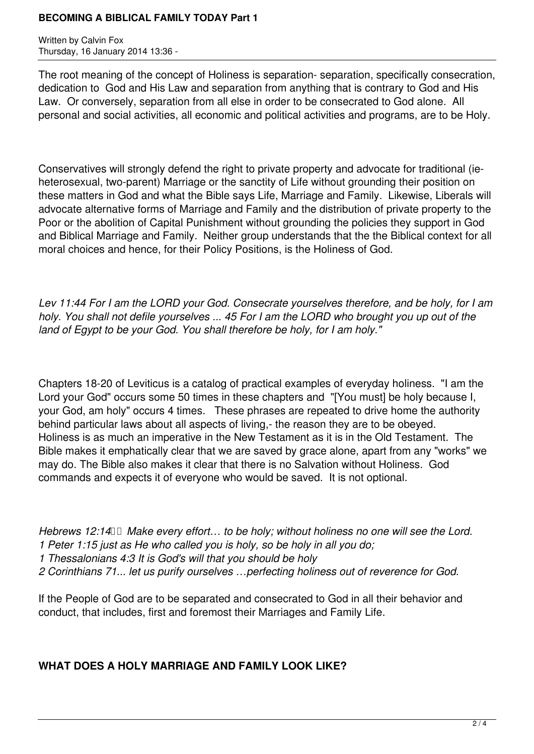The root meaning of the concept of Holiness is separation- separation, specifically consecration, dedication to God and His Law and separation from anything that is contrary to God and His Law. Or conversely, separation from all else in order to be consecrated to God alone. All personal and social activities, all economic and political activities and programs, are to be Holy.

Conservatives will strongly defend the right to private property and advocate for traditional (ie- heterosexual, two-parent) Marriage or the sanctity of Life without grounding their position on these matters in God and what the Bible says Life, Marriage and Family. Likewise, Liberals will advocate alternative forms of Marriage and Family and the distribution of private property to the Poor or the abolition of Capital Punishment without grounding the policies they support in God and Biblical Marriage and Family. Neither group understands that the the Biblical context for all moral choices and hence, for their Policy Positions, is the Holiness of God.

*Lev 11:44 For I am the LORD your God. Consecrate yourselves therefore, and be holy, for I am holy. You shall not defile yourselves ... 45 For I am the LORD who brought you up out of the land of Egypt to be your God. You shall therefore be holy, for I am holy."*

Chapters 18-20 of Leviticus is a catalog of practical examples of everyday holiness. "I am the Lord your God" occurs some 50 times in these chapters and "[You must] be holy because I, your God, am holy" occurs 4 times. These phrases are repeated to drive home the authority behind particular laws about all aspects of living,- the reason they are to be obeyed. Holiness is as much an imperative in the New Testament as it is in the Old Testament. The Bible makes it emphatically clear that we are saved by grace alone, apart from any "works" we may do. The Bible also makes it clear that there is no Salvation without Holiness. God commands and expects it of everyone who would be saved. It is not optional.

*Hebrews 12:14 Make every effort… to be holy; without holiness no one will see the Lord.*
*1 Peter 1:15 just as He who called you is holy, so be holy in all you do;*
*1 Thessalonians 4:3 It is God's will that you should be holy*
*2 Corinthians 71... let us purify ourselves …perfecting holiness out of reverence for God.*

If the People of God are to be separated and consecrated to God in all their behavior and conduct, that includes, first and foremost their Marriages and Family Life.

## WHAT DOES A HOLY MARRIAGE AND FAMILY LOOK LIKE?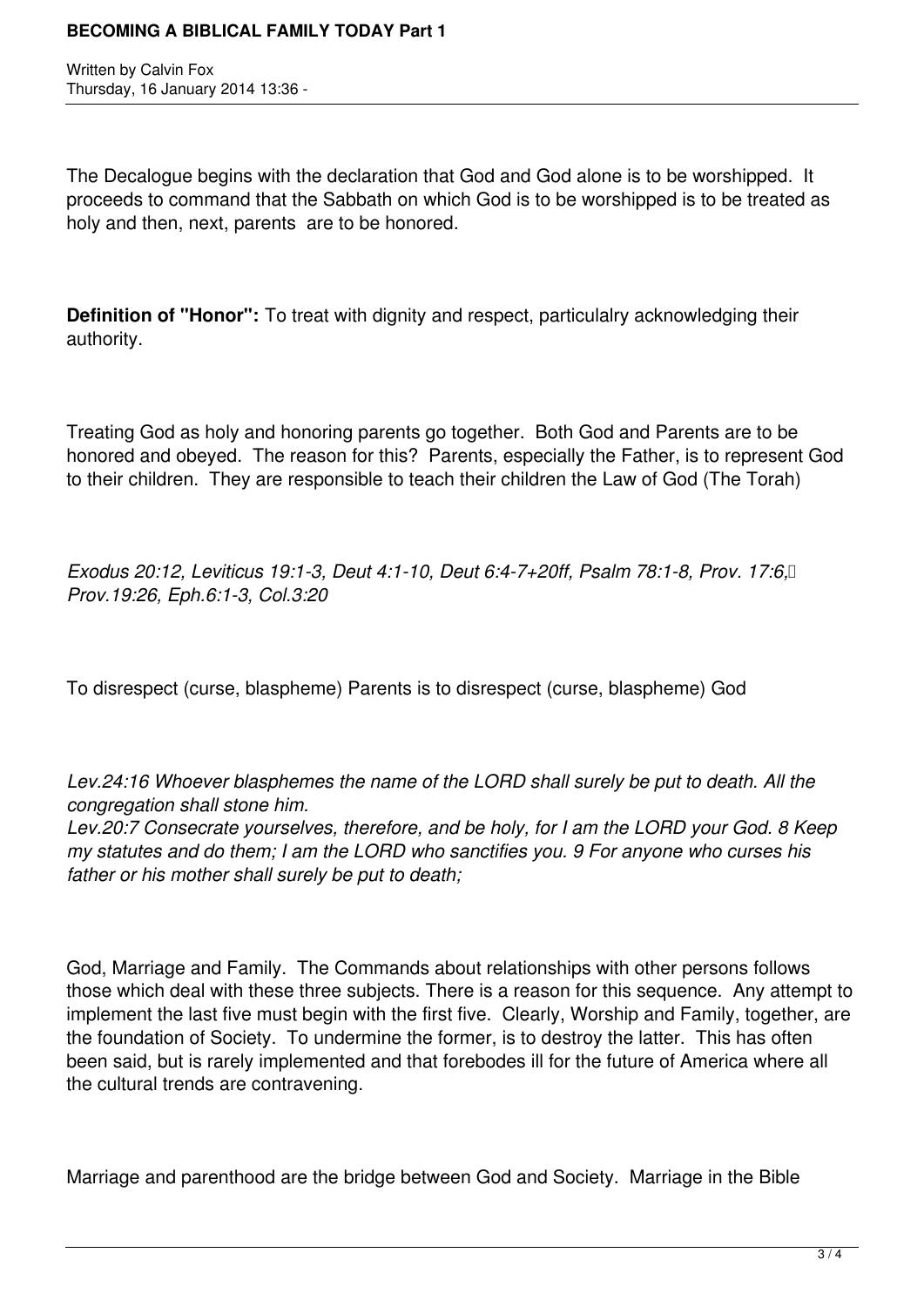The Decalogue begins with the declaration that God and God alone is to be worshipped. It proceeds to command that the Sabbath on which God is to be worshipped is to be treated as holy and then, next, parents are to be honored.

**Definition of "Honor":** To treat with dignity and respect, particulalry acknowledging their authority.

Treating God as holy and honoring parents go together. Both God and Parents are to be honored and obeyed. The reason for this? Parents, especially the Father, is to represent God to their children. They are responsible to teach their children the Law of God (The Torah)

*Exodus 20:12, Leviticus 19:1-3, Deut 4:1-10, Deut 6:4-7+20ff, Psalm 78:1-8, Prov. 17:6, Prov.19:26, Eph.6:1-3, Col.3:20*

To disrespect (curse, blaspheme) Parents is to disrespect (curse, blaspheme) God

*Lev.24:16 Whoever blasphemes the name of the LORD shall surely be put to death. All the congregation shall stone him.*
*Lev.20:7 Consecrate yourselves, therefore, and be holy, for I am the LORD your God. 8 Keep my statutes and do them; I am the LORD who sanctifies you. 9 For anyone who curses his father or his mother shall surely be put to death;*

God, Marriage and Family. The Commands about relationships with other persons follows those which deal with these three subjects. There is a reason for this sequence. Any attempt to implement the last five must begin with the first five. Clearly, Worship and Family, together, are the foundation of Society. To undermine the former, is to destroy the latter. This has often been said, but is rarely implemented and that forebodes ill for the future of America where all the cultural trends are contravening.

Marriage and parenthood are the bridge between God and Society. Marriage in the Bible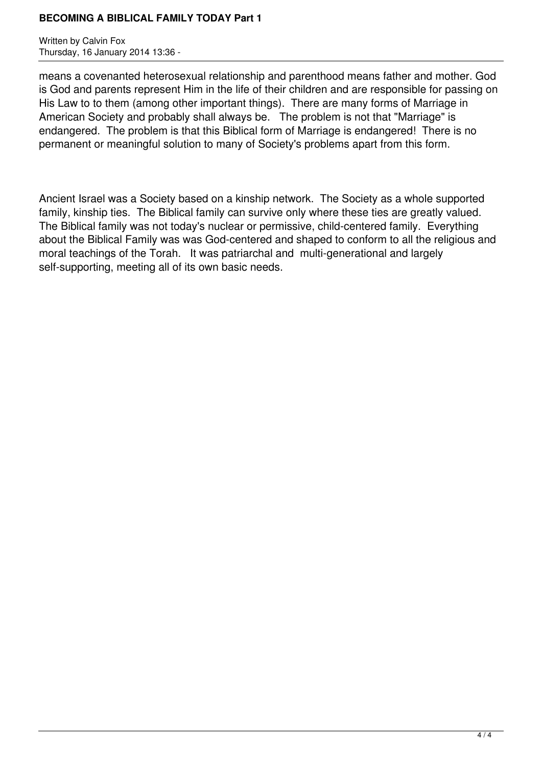means a covenanted heterosexual relationship and parenthood means father and mother. God is God and parents represent Him in the life of their children and are responsible for passing on His Law to to them (among other important things). There are many forms of Marriage in American Society and probably shall always be. The problem is not that "Marriage" is endangered. The problem is that this Biblical form of Marriage is endangered! There is no permanent or meaningful solution to many of Society's problems apart from this form.

Ancient Israel was a Society based on a kinship network. The Society as a whole supported family, kinship ties. The Biblical family can survive only where these ties are greatly valued. The Biblical family was not today's nuclear or permissive, child-centered family. Everything about the Biblical Family was was God-centered and shaped to conform to all the religious and moral teachings of the Torah. It was patriarchal and multi-generational and largely self-supporting, meeting all of its own basic needs.